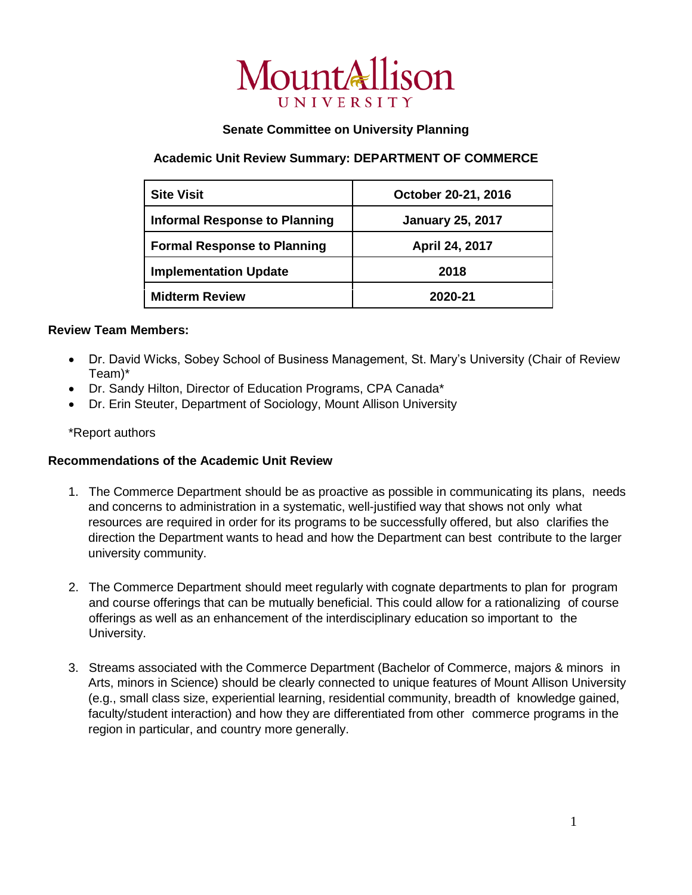# Mount Allison University

**Senate Committee on University Planning**

**Academic Unit Review Summary: DEPARTMENT OF COMMERCE**

| Site Visit | October 20-21, 2016 |
|---|---|
| Informal Response to Planning | January 25, 2017 |
| Formal Response to Planning | April 24, 2017 |
| Implementation Update | 2018 |
| Midterm Review | 2020-21 |

**Review Team Members:**

- Dr. David Wicks, Sobey School of Business Management, St. Mary's University (Chair of Review Team)*
- Dr. Sandy Hilton, Director of Education Programs, CPA Canada*
- Dr. Erin Steuter, Department of Sociology, Mount Allison University

*Report authors

**Recommendations of the Academic Unit Review**

1. The Commerce Department should be as proactive as possible in communicating its plans, needs and concerns to administration in a systematic, well-justified way that shows not only what resources are required in order for its programs to be successfully offered, but also clarifies the direction the Department wants to head and how the Department can best contribute to the larger university community.

2. The Commerce Department should meet regularly with cognate departments to plan for program and course offerings that can be mutually beneficial. This could allow for a rationalizing of course offerings as well as an enhancement of the interdisciplinary education so important to the University.

3. Streams associated with the Commerce Department (Bachelor of Commerce, majors & minors in Arts, minors in Science) should be clearly connected to unique features of Mount Allison University (e.g., small class size, experiential learning, residential community, breadth of knowledge gained, faculty/student interaction) and how they are differentiated from other commerce programs in the region in particular, and country more generally.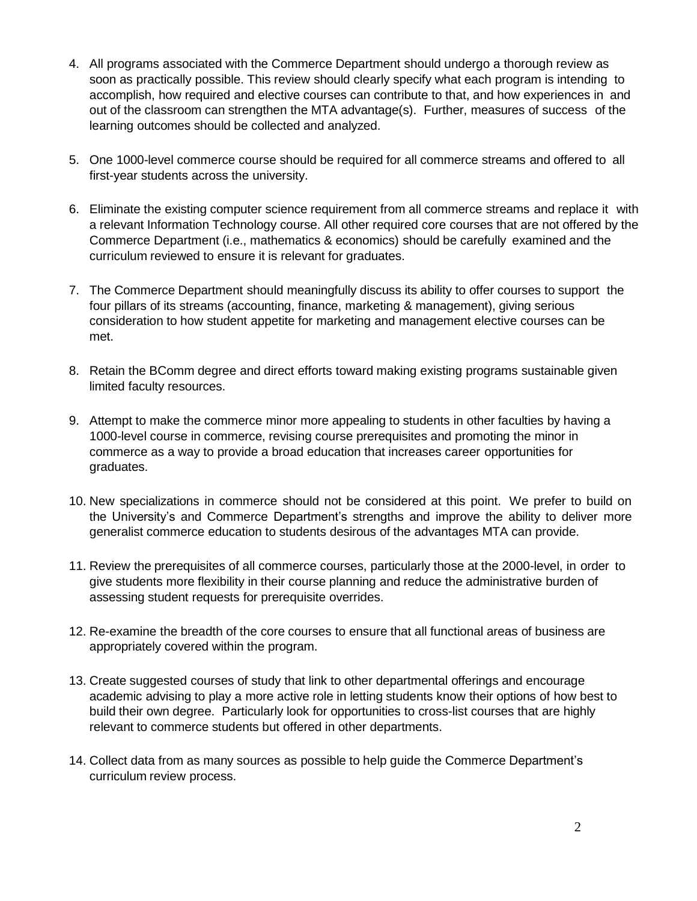4. All programs associated with the Commerce Department should undergo a thorough review as soon as practically possible. This review should clearly specify what each program is intending to accomplish, how required and elective courses can contribute to that, and how experiences in and out of the classroom can strengthen the MTA advantage(s). Further, measures of success of the learning outcomes should be collected and analyzed.

5. One 1000-level commerce course should be required for all commerce streams and offered to all first-year students across the university.

6. Eliminate the existing computer science requirement from all commerce streams and replace it with a relevant Information Technology course. All other required core courses that are not offered by the Commerce Department (i.e., mathematics & economics) should be carefully examined and the curriculum reviewed to ensure it is relevant for graduates.

7. The Commerce Department should meaningfully discuss its ability to offer courses to support the four pillars of its streams (accounting, finance, marketing & management), giving serious consideration to how student appetite for marketing and management elective courses can be met.

8. Retain the BComm degree and direct efforts toward making existing programs sustainable given limited faculty resources.

9. Attempt to make the commerce minor more appealing to students in other faculties by having a 1000-level course in commerce, revising course prerequisites and promoting the minor in commerce as a way to provide a broad education that increases career opportunities for graduates.

10. New specializations in commerce should not be considered at this point. We prefer to build on the University's and Commerce Department's strengths and improve the ability to deliver more generalist commerce education to students desirous of the advantages MTA can provide.

11. Review the prerequisites of all commerce courses, particularly those at the 2000-level, in order to give students more flexibility in their course planning and reduce the administrative burden of assessing student requests for prerequisite overrides.

12. Re-examine the breadth of the core courses to ensure that all functional areas of business are appropriately covered within the program.

13. Create suggested courses of study that link to other departmental offerings and encourage academic advising to play a more active role in letting students know their options of how best to build their own degree. Particularly look for opportunities to cross-list courses that are highly relevant to commerce students but offered in other departments.

14. Collect data from as many sources as possible to help guide the Commerce Department's curriculum review process.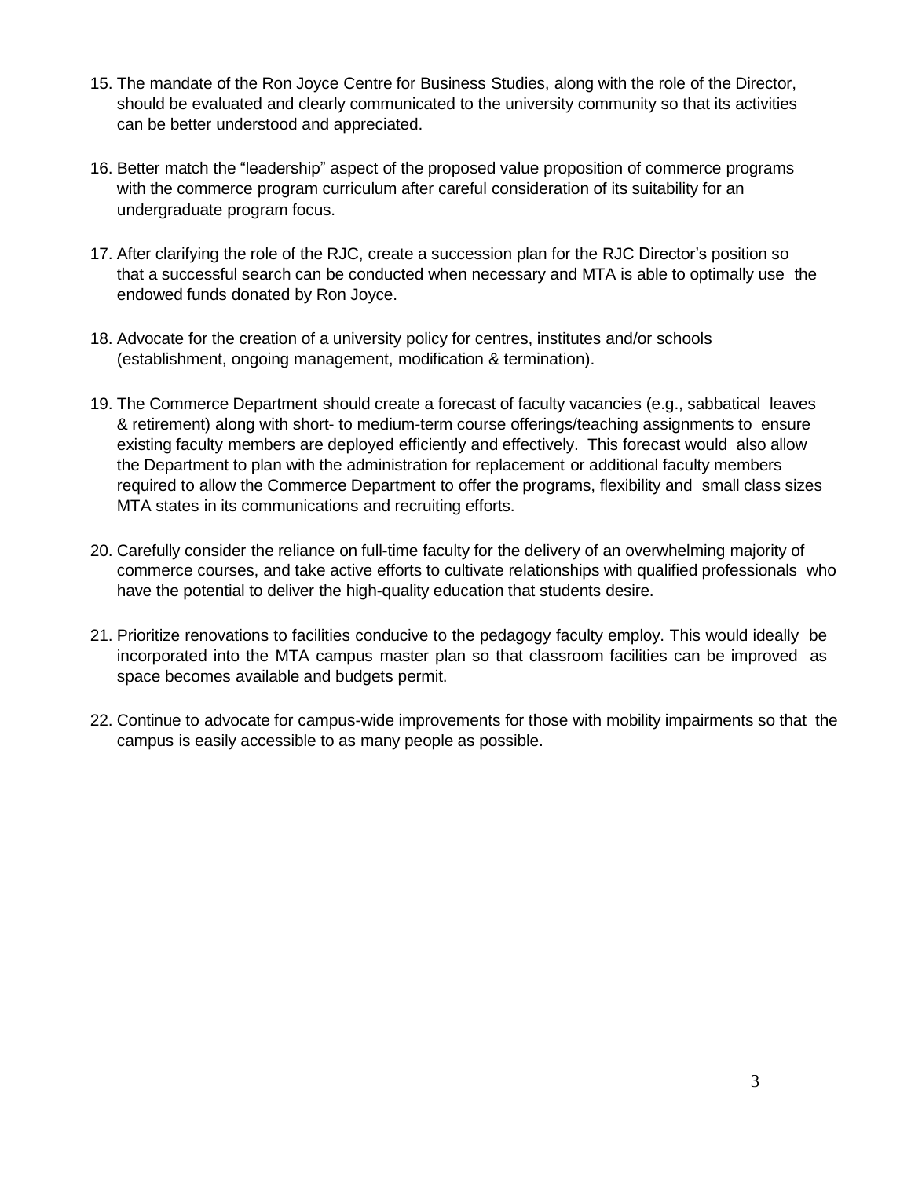15. The mandate of the Ron Joyce Centre for Business Studies, along with the role of the Director, should be evaluated and clearly communicated to the university community so that its activities can be better understood and appreciated.

16. Better match the "leadership" aspect of the proposed value proposition of commerce programs with the commerce program curriculum after careful consideration of its suitability for an undergraduate program focus.

17. After clarifying the role of the RJC, create a succession plan for the RJC Director's position so that a successful search can be conducted when necessary and MTA is able to optimally use the endowed funds donated by Ron Joyce.

18. Advocate for the creation of a university policy for centres, institutes and/or schools (establishment, ongoing management, modification & termination).

19. The Commerce Department should create a forecast of faculty vacancies (e.g., sabbatical leaves & retirement) along with short- to medium-term course offerings/teaching assignments to ensure existing faculty members are deployed efficiently and effectively. This forecast would also allow the Department to plan with the administration for replacement or additional faculty members required to allow the Commerce Department to offer the programs, flexibility and small class sizes MTA states in its communications and recruiting efforts.

20. Carefully consider the reliance on full-time faculty for the delivery of an overwhelming majority of commerce courses, and take active efforts to cultivate relationships with qualified professionals who have the potential to deliver the high-quality education that students desire.

21. Prioritize renovations to facilities conducive to the pedagogy faculty employ. This would ideally be incorporated into the MTA campus master plan so that classroom facilities can be improved as space becomes available and budgets permit.

22. Continue to advocate for campus-wide improvements for those with mobility impairments so that the campus is easily accessible to as many people as possible.